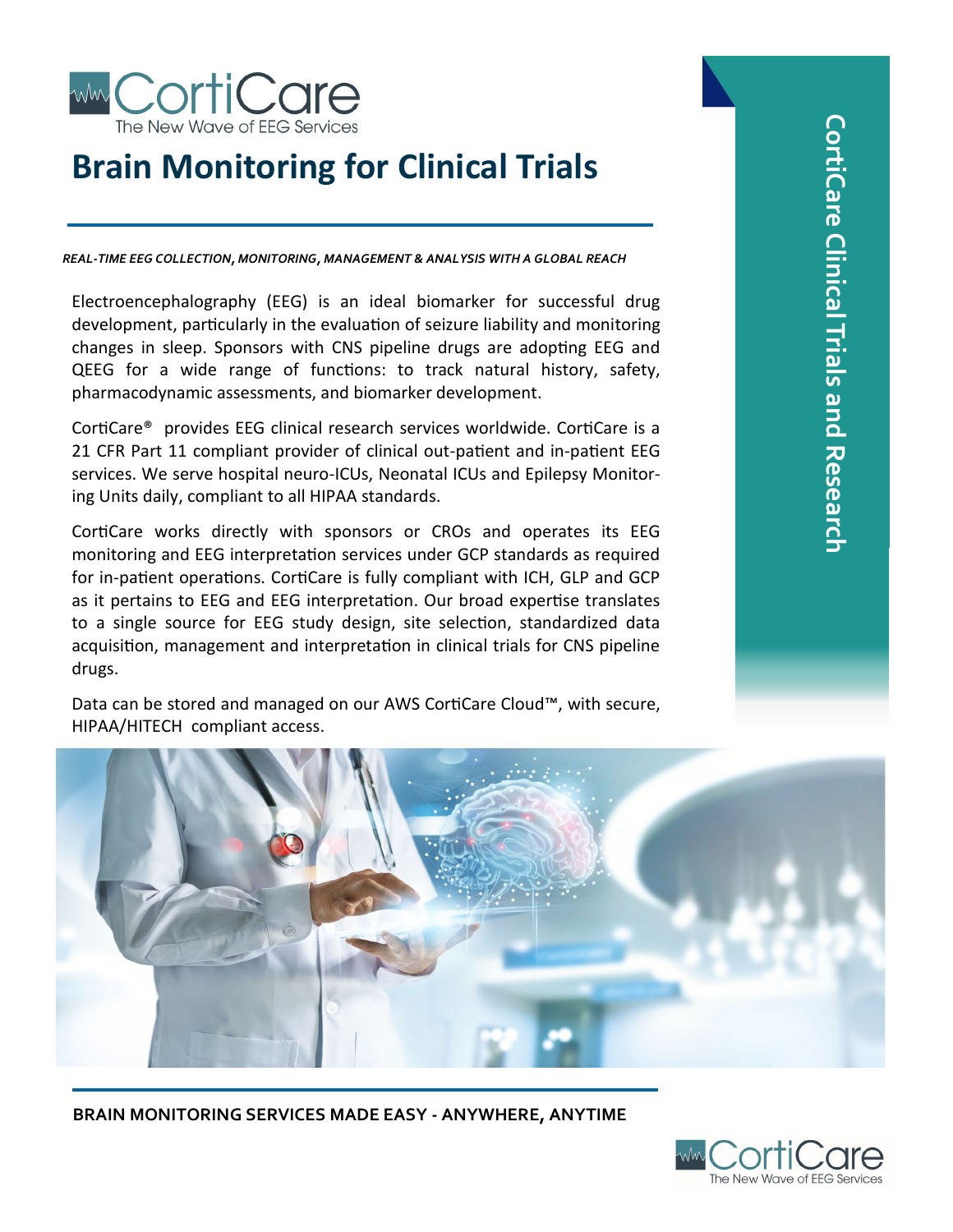CortiCare
The New Wave of EEG Services

# Brain Monitoring for Clinical Trials

***REAL-TIME EEG COLLECTION, MONITORING, MANAGEMENT & ANALYSIS WITH A GLOBAL REACH***

Electroencephalography (EEG) is an ideal biomarker for successful drug development, particularly in the evaluation of seizure liability and monitoring changes in sleep. Sponsors with CNS pipeline drugs are adopting EEG and QEEG for a wide range of functions: to track natural history, safety, pharmacodynamic assessments, and biomarker development.

CortiCare® provides EEG clinical research services worldwide. CortiCare is a 21 CFR Part 11 compliant provider of clinical out-patient and in-patient EEG services. We serve hospital neuro-ICUs, Neonatal ICUs and Epilepsy Monitoring Units daily, compliant to all HIPAA standards.

CortiCare works directly with sponsors or CROs and operates its EEG monitoring and EEG interpretation services under GCP standards as required for in-patient operations. CortiCare is fully compliant with ICH, GLP and GCP as it pertains to EEG and EEG interpretation. Our broad expertise translates to a single source for EEG study design, site selection, standardized data acquisition, management and interpretation in clinical trials for CNS pipeline drugs.

Data can be stored and managed on our AWS CortiCare Cloud™, with secure, HIPAA/HITECH compliant access.

**CortiCare Clinical Trials and Research**

**BRAIN MONITORING SERVICES MADE EASY - ANYWHERE, ANYTIME**

CortiCare
The New Wave of EEG Services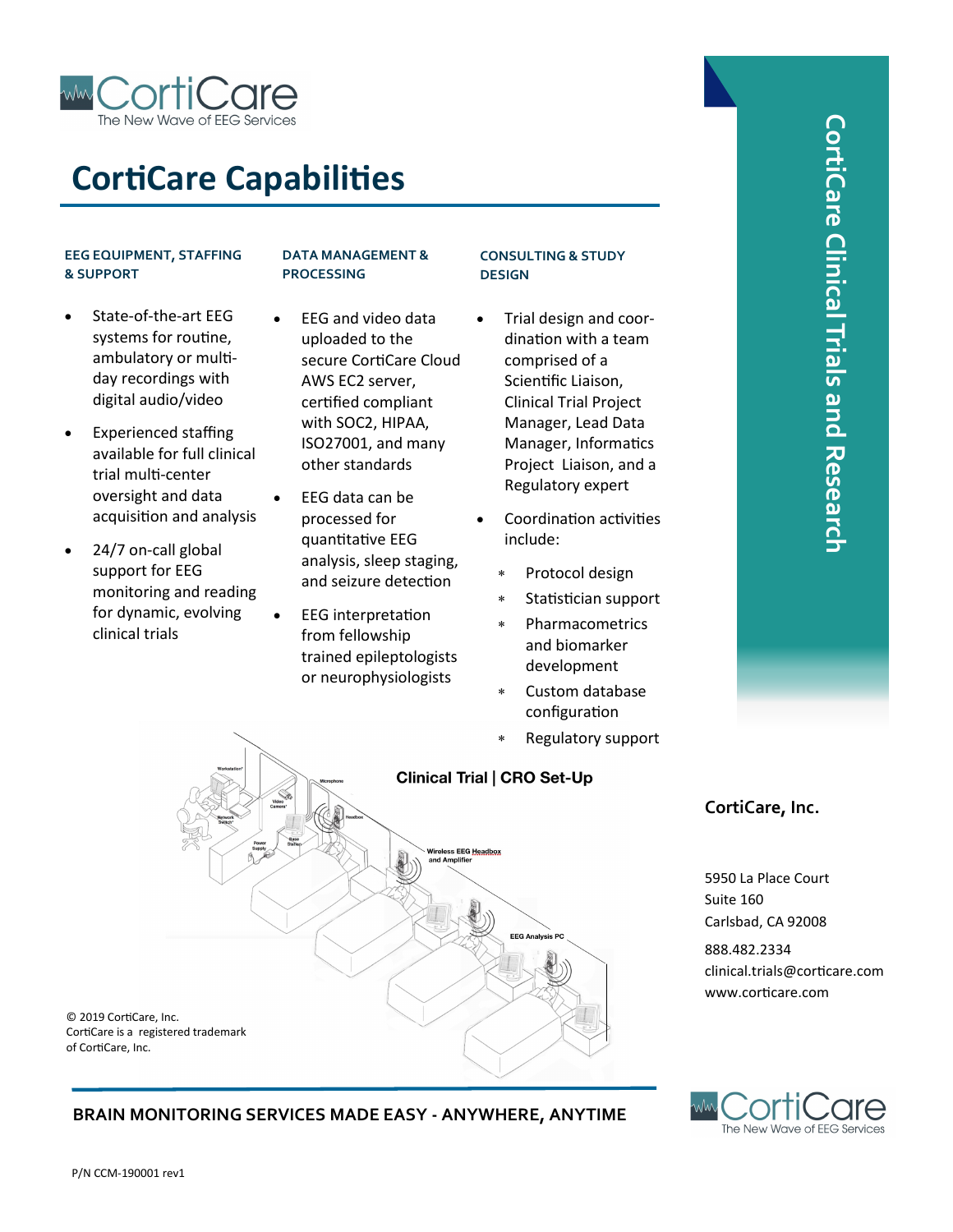CortiCare
The New Wave of EEG Services

# CortiCare Capabilities

### EEG EQUIPMENT, STAFFING & SUPPORT

- State-of-the-art EEG systems for routine, ambulatory or multi-day recordings with digital audio/video
- Experienced staffing available for full clinical trial multi-center oversight and data acquisition and analysis
- 24/7 on-call global support for EEG monitoring and reading for dynamic, evolving clinical trials

### DATA MANAGEMENT & PROCESSING

- EEG and video data uploaded to the secure CortiCare Cloud AWS EC2 server, certified compliant with SOC2, HIPAA, ISO27001, and many other standards
- EEG data can be processed for quantitative EEG analysis, sleep staging, and seizure detection
- EEG interpretation from fellowship trained epileptologists or neurophysiologists

### CONSULTING & STUDY DESIGN

- Trial design and coordination with a team comprised of a Scientific Liaison, Clinical Trial Project Manager, Lead Data Manager, Informatics Project Liaison, and a Regulatory expert
- Coordination activities include:
  - Protocol design
  - Statistician support
  - Pharmacometrics and biomarker development
  - Custom database configuration
  - Regulatory support

**Clinical Trial | CRO Set-Up**

Workstation
Network Switch
Video Camera
Microphone
Headbox
Power Supply
Base Station
Wireless EEG Headbox and Amplifier
EEG Analysis PC

## CortiCare Clinical Trials and Research

**CortiCare, Inc.**

5950 La Place Court
Suite 160
Carlsbad, CA 92008

888.482.2334
clinical.trials@corticare.com
www.corticare.com

© 2019 CortiCare, Inc.
CortiCare is a registered trademark of CortiCare, Inc.

**BRAIN MONITORING SERVICES MADE EASY - ANYWHERE, ANYTIME**

CortiCare
The New Wave of EEG Services

P/N CCM-190001 rev1